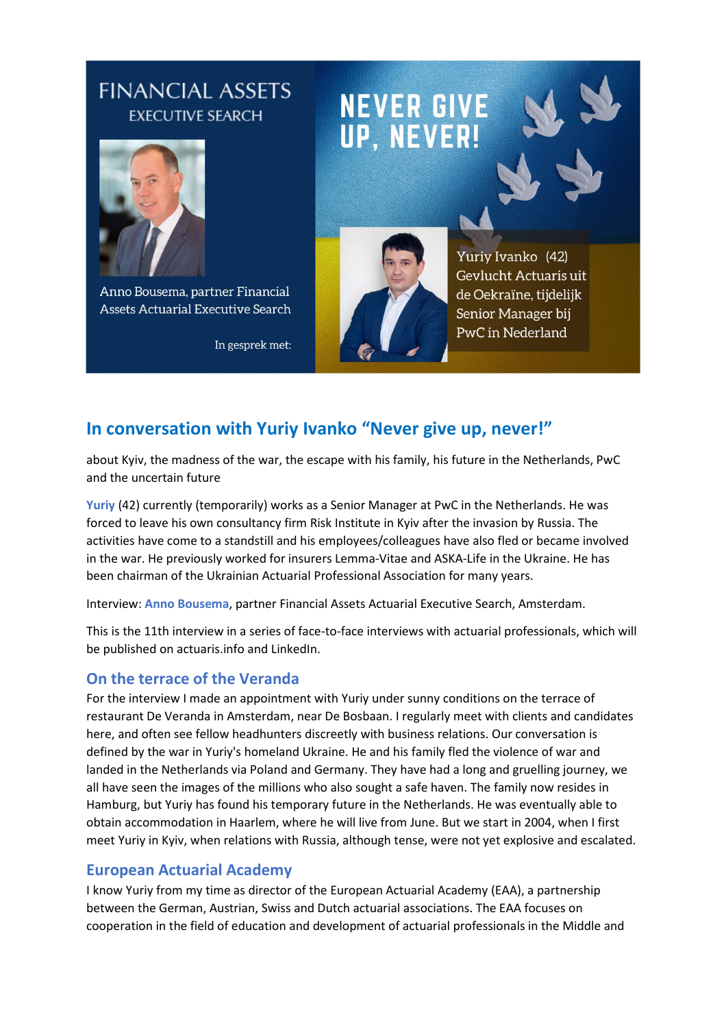FINANCIAL ASSETS
EXECUTIVE SEARCH

Anno Bousema, partner Financial Assets Actuarial Executive Search

In gesprek met:

NEVER GIVE UP, NEVER!

Yuriy Ivanko (42) Gevlucht Actuaris uit de Oekraïne, tijdelijk Senior Manager bij PwC in Nederland

## In conversation with Yuriy Ivanko "Never give up, never!"

about Kyiv, the madness of the war, the escape with his family, his future in the Netherlands, PwC and the uncertain future

**Yuriy** (42) currently (temporarily) works as a Senior Manager at PwC in the Netherlands. He was forced to leave his own consultancy firm Risk Institute in Kyiv after the invasion by Russia. The activities have come to a standstill and his employees/colleagues have also fled or became involved in the war. He previously worked for insurers Lemma-Vitae and ASKA-Life in the Ukraine. He has been chairman of the Ukrainian Actuarial Professional Association for many years.

Interview: **Anno Bousema**, partner Financial Assets Actuarial Executive Search, Amsterdam.

This is the 11th interview in a series of face-to-face interviews with actuarial professionals, which will be published on actuaris.info and LinkedIn.

### On the terrace of the Veranda

For the interview I made an appointment with Yuriy under sunny conditions on the terrace of restaurant De Veranda in Amsterdam, near De Bosbaan. I regularly meet with clients and candidates here, and often see fellow headhunters discreetly with business relations. Our conversation is defined by the war in Yuriy's homeland Ukraine. He and his family fled the violence of war and landed in the Netherlands via Poland and Germany. They have had a long and gruelling journey, we all have seen the images of the millions who also sought a safe haven. The family now resides in Hamburg, but Yuriy has found his temporary future in the Netherlands. He was eventually able to obtain accommodation in Haarlem, where he will live from June. But we start in 2004, when I first meet Yuriy in Kyiv, when relations with Russia, although tense, were not yet explosive and escalated.

### European Actuarial Academy

I know Yuriy from my time as director of the European Actuarial Academy (EAA), a partnership between the German, Austrian, Swiss and Dutch actuarial associations. The EAA focuses on cooperation in the field of education and development of actuarial professionals in the Middle and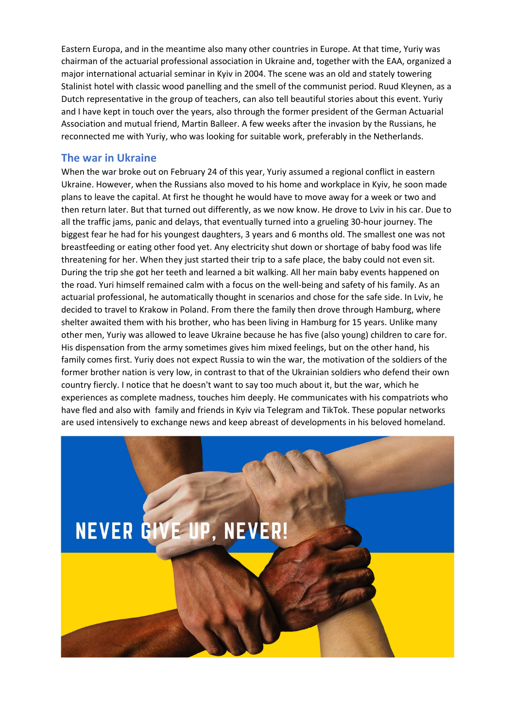Eastern Europa, and in the meantime also many other countries in Europe. At that time, Yuriy was chairman of the actuarial professional association in Ukraine and, together with the EAA, organized a major international actuarial seminar in Kyiv in 2004. The scene was an old and stately towering Stalinist hotel with classic wood panelling and the smell of the communist period. Ruud Kleynen, as a Dutch representative in the group of teachers, can also tell beautiful stories about this event. Yuriy and I have kept in touch over the years, also through the former president of the German Actuarial Association and mutual friend, Martin Balleer. A few weeks after the invasion by the Russians, he reconnected me with Yuriy, who was looking for suitable work, preferably in the Netherlands.

## The war in Ukraine

When the war broke out on February 24 of this year, Yuriy assumed a regional conflict in eastern Ukraine. However, when the Russians also moved to his home and workplace in Kyiv, he soon made plans to leave the capital. At first he thought he would have to move away for a week or two and then return later. But that turned out differently, as we now know. He drove to Lviv in his car. Due to all the traffic jams, panic and delays, that eventually turned into a grueling 30-hour journey. The biggest fear he had for his youngest daughters, 3 years and 6 months old. The smallest one was not breastfeeding or eating other food yet. Any electricity shut down or shortage of baby food was life threatening for her. When they just started their trip to a safe place, the baby could not even sit. During the trip she got her teeth and learned a bit walking. All her main baby events happened on the road. Yuri himself remained calm with a focus on the well-being and safety of his family. As an actuarial professional, he automatically thought in scenarios and chose for the safe side. In Lviv, he decided to travel to Krakow in Poland. From there the family then drove through Hamburg, where shelter awaited them with his brother, who has been living in Hamburg for 15 years. Unlike many other men, Yuriy was allowed to leave Ukraine because he has five (also young) children to care for. His dispensation from the army sometimes gives him mixed feelings, but on the other hand, his family comes first. Yuriy does not expect Russia to win the war, the motivation of the soldiers of the former brother nation is very low, in contrast to that of the Ukrainian soldiers who defend their own country fiercly. I notice that he doesn't want to say too much about it, but the war, which he experiences as complete madness, touches him deeply. He communicates with his compatriots who have fled and also with family and friends in Kyiv via Telegram and TikTok. These popular networks are used intensively to exchange news and keep abreast of developments in his beloved homeland.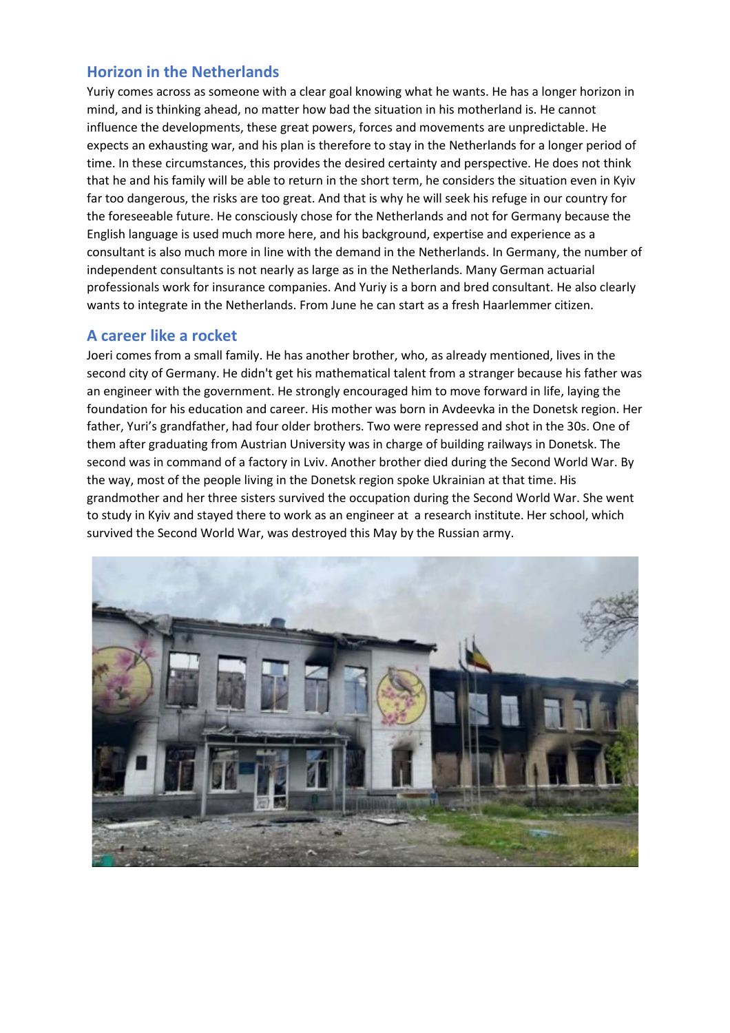## Horizon in the Netherlands

Yuriy comes across as someone with a clear goal knowing what he wants. He has a longer horizon in mind, and is thinking ahead, no matter how bad the situation in his motherland is. He cannot influence the developments, these great powers, forces and movements are unpredictable. He expects an exhausting war, and his plan is therefore to stay in the Netherlands for a longer period of time. In these circumstances, this provides the desired certainty and perspective. He does not think that he and his family will be able to return in the short term, he considers the situation even in Kyiv far too dangerous, the risks are too great. And that is why he will seek his refuge in our country for the foreseeable future. He consciously chose for the Netherlands and not for Germany because the English language is used much more here, and his background, expertise and experience as a consultant is also much more in line with the demand in the Netherlands. In Germany, the number of independent consultants is not nearly as large as in the Netherlands. Many German actuarial professionals work for insurance companies. And Yuriy is a born and bred consultant. He also clearly wants to integrate in the Netherlands. From June he can start as a fresh Haarlemmer citizen.

## A career like a rocket

Joeri comes from a small family. He has another brother, who, as already mentioned, lives in the second city of Germany. He didn't get his mathematical talent from a stranger because his father was an engineer with the government. He strongly encouraged him to move forward in life, laying the foundation for his education and career. His mother was born in Avdeevka in the Donetsk region. Her father, Yuri's grandfather, had four older brothers. Two were repressed and shot in the 30s. One of them after graduating from Austrian University was in charge of building railways in Donetsk. The second was in command of a factory in Lviv. Another brother died during the Second World War. By the way, most of the people living in the Donetsk region spoke Ukrainian at that time. His grandmother and her three sisters survived the occupation during the Second World War. She went to study in Kyiv and stayed there to work as an engineer at a research institute. Her school, which survived the Second World War, was destroyed this May by the Russian army.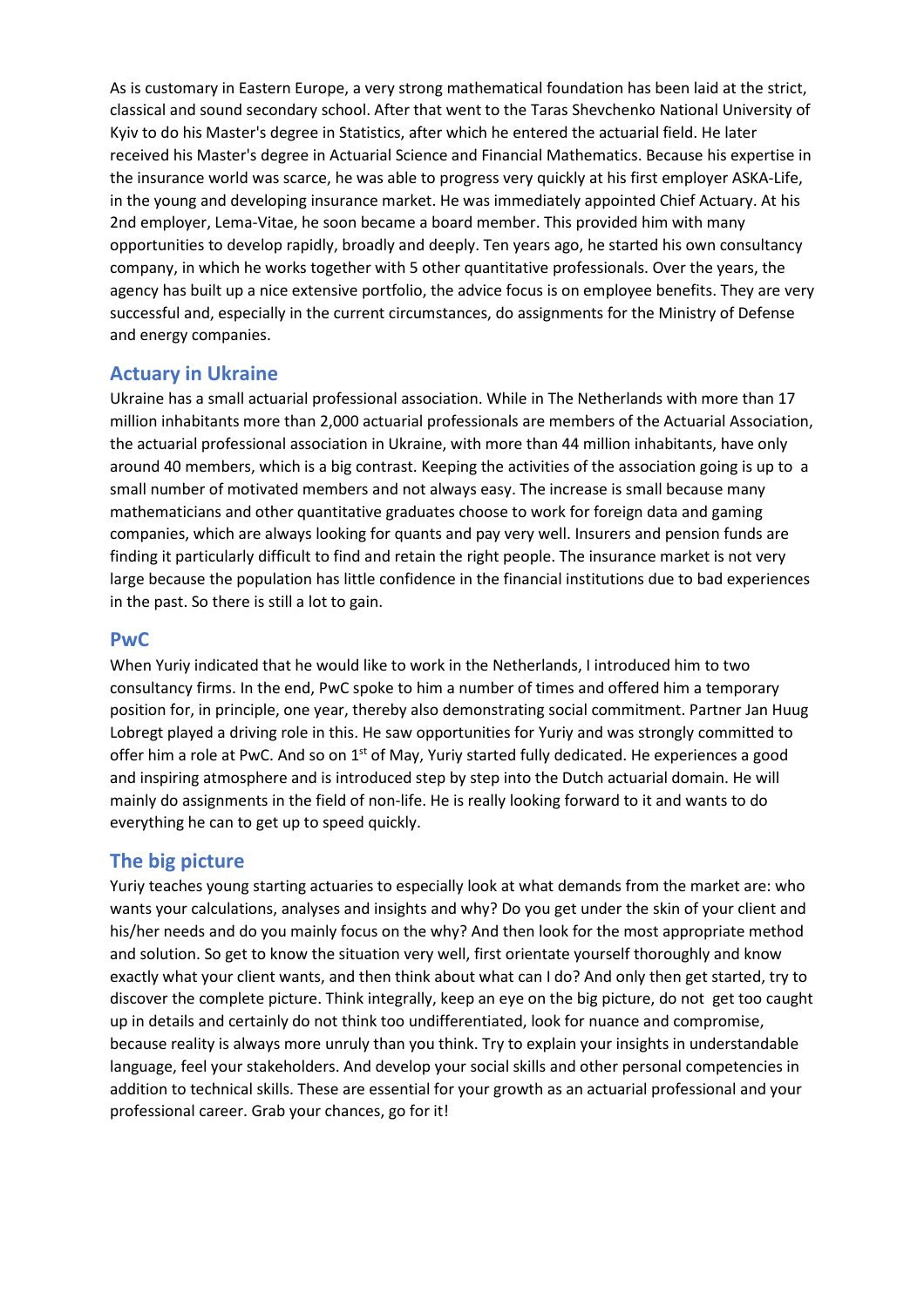As is customary in Eastern Europe, a very strong mathematical foundation has been laid at the strict, classical and sound secondary school. After that went to the Taras Shevchenko National University of Kyiv to do his Master's degree in Statistics, after which he entered the actuarial field. He later received his Master's degree in Actuarial Science and Financial Mathematics. Because his expertise in the insurance world was scarce, he was able to progress very quickly at his first employer ASKA-Life, in the young and developing insurance market. He was immediately appointed Chief Actuary. At his 2nd employer, Lema-Vitae, he soon became a board member. This provided him with many opportunities to develop rapidly, broadly and deeply. Ten years ago, he started his own consultancy company, in which he works together with 5 other quantitative professionals. Over the years, the agency has built up a nice extensive portfolio, the advice focus is on employee benefits. They are very successful and, especially in the current circumstances, do assignments for the Ministry of Defense and energy companies.

## Actuary in Ukraine

Ukraine has a small actuarial professional association. While in The Netherlands with more than 17 million inhabitants more than 2,000 actuarial professionals are members of the Actuarial Association, the actuarial professional association in Ukraine, with more than 44 million inhabitants, have only around 40 members, which is a big contrast. Keeping the activities of the association going is up to a small number of motivated members and not always easy. The increase is small because many mathematicians and other quantitative graduates choose to work for foreign data and gaming companies, which are always looking for quants and pay very well. Insurers and pension funds are finding it particularly difficult to find and retain the right people. The insurance market is not very large because the population has little confidence in the financial institutions due to bad experiences in the past. So there is still a lot to gain.

## PwC

When Yuriy indicated that he would like to work in the Netherlands, I introduced him to two consultancy firms. In the end, PwC spoke to him a number of times and offered him a temporary position for, in principle, one year, thereby also demonstrating social commitment. Partner Jan Huug Lobregt played a driving role in this. He saw opportunities for Yuriy and was strongly committed to offer him a role at PwC. And so on 1st of May, Yuriy started fully dedicated. He experiences a good and inspiring atmosphere and is introduced step by step into the Dutch actuarial domain. He will mainly do assignments in the field of non-life. He is really looking forward to it and wants to do everything he can to get up to speed quickly.

## The big picture

Yuriy teaches young starting actuaries to especially look at what demands from the market are: who wants your calculations, analyses and insights and why? Do you get under the skin of your client and his/her needs and do you mainly focus on the why? And then look for the most appropriate method and solution. So get to know the situation very well, first orientate yourself thoroughly and know exactly what your client wants, and then think about what can I do? And only then get started, try to discover the complete picture. Think integrally, keep an eye on the big picture, do not get too caught up in details and certainly do not think too undifferentiated, look for nuance and compromise, because reality is always more unruly than you think. Try to explain your insights in understandable language, feel your stakeholders. And develop your social skills and other personal competencies in addition to technical skills. These are essential for your growth as an actuarial professional and your professional career. Grab your chances, go for it!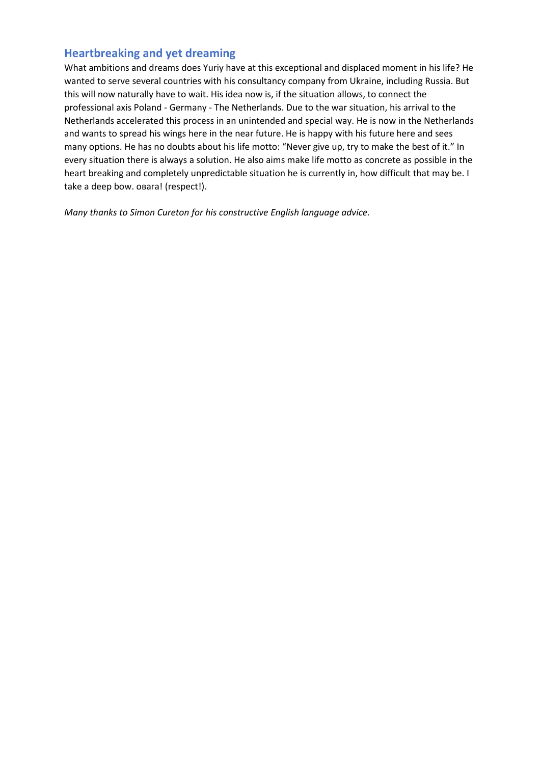## Heartbreaking and yet dreaming

What ambitions and dreams does Yuriy have at this exceptional and displaced moment in his life? He wanted to serve several countries with his consultancy company from Ukraine, including Russia. But this will now naturally have to wait. His idea now is, if the situation allows, to connect the professional axis Poland - Germany - The Netherlands. Due to the war situation, his arrival to the Netherlands accelerated this process in an unintended and special way. He is now in the Netherlands and wants to spread his wings here in the near future. He is happy with his future here and sees many options. He has no doubts about his life motto: "Never give up, try to make the best of it." In every situation there is always a solution. He also aims make life motto as concrete as possible in the heart breaking and completely unpredictable situation he is currently in, how difficult that may be. I take a deep bow. овара! (respect!).

*Many thanks to Simon Cureton for his constructive English language advice.*